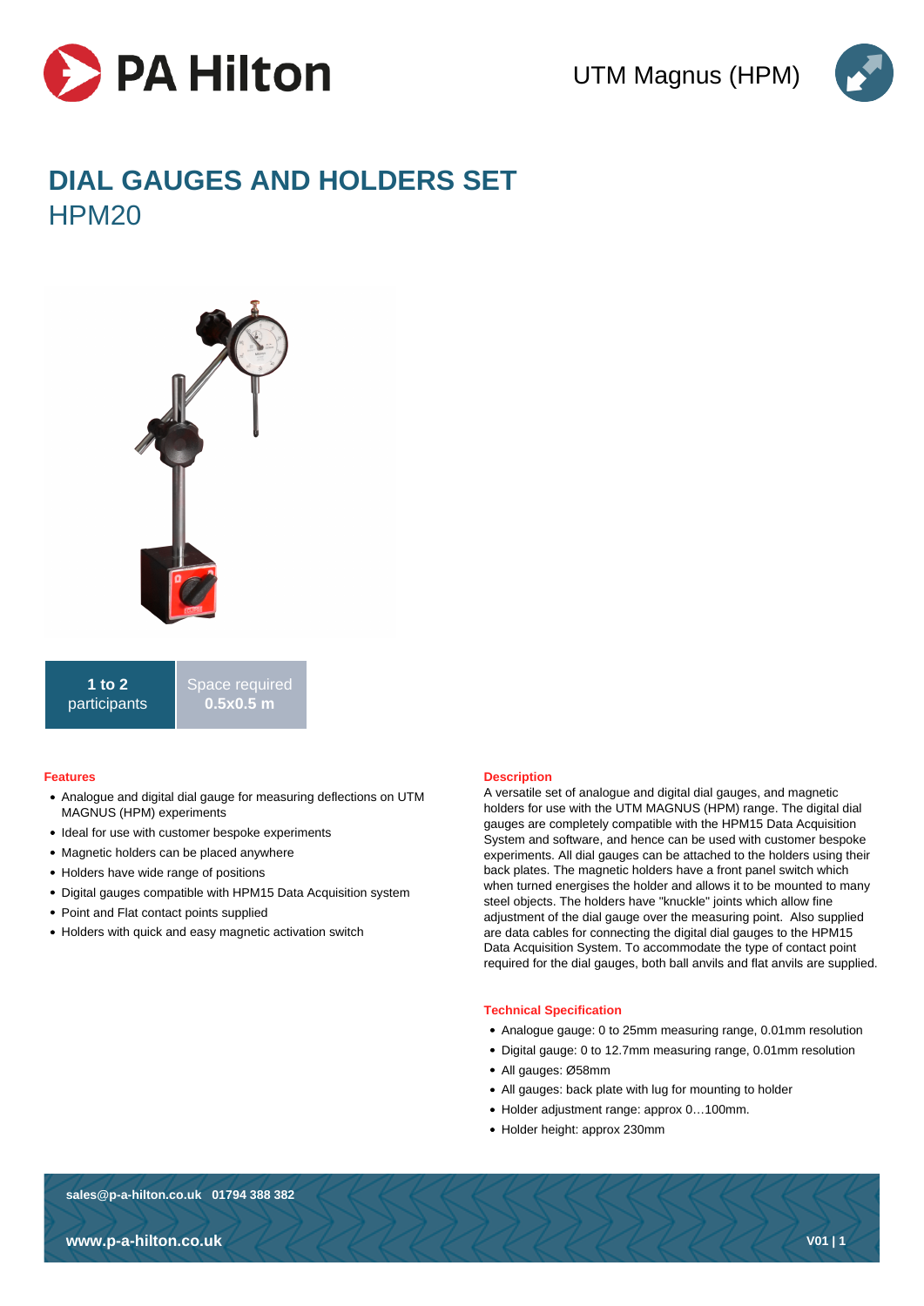PA Hilton

UTM Magnus (HPM)

# DIAL GAUGES AND HOLDERS SET

## HPM20

**1 to 2** participants

Space required **0.5x0.5 m**

### Features

- Analogue and digital dial gauge for measuring deflections on UTM MAGNUS (HPM) experiments
- Ideal for use with customer bespoke experiments
- Magnetic holders can be placed anywhere
- Holders have wide range of positions
- Digital gauges compatible with HPM15 Data Acquisition system
- Point and Flat contact points supplied
- Holders with quick and easy magnetic activation switch

### Description

A versatile set of analogue and digital dial gauges, and magnetic holders for use with the UTM MAGNUS (HPM) range. The digital dial gauges are completely compatible with the HPM15 Data Acquisition System and software, and hence can be used with customer bespoke experiments. All dial gauges can be attached to the holders using their back plates. The magnetic holders have a front panel switch which when turned energises the holder and allows it to be mounted to many steel objects. The holders have "knuckle" joints which allow fine adjustment of the dial gauge over the measuring point. Also supplied are data cables for connecting the digital dial gauges to the HPM15 Data Acquisition System. To accommodate the type of contact point required for the dial gauges, both ball anvils and flat anvils are supplied.

### Technical Specification

- Analogue gauge: 0 to 25mm measuring range, 0.01mm resolution
- Digital gauge: 0 to 12.7mm measuring range, 0.01mm resolution
- All gauges: Ø58mm
- All gauges: back plate with lug for mounting to holder
- Holder adjustment range: approx 0…100mm.
- Holder height: approx 230mm

sales@p-a-hilton.co.uk 01794 388 382

www.p-a-hilton.co.uk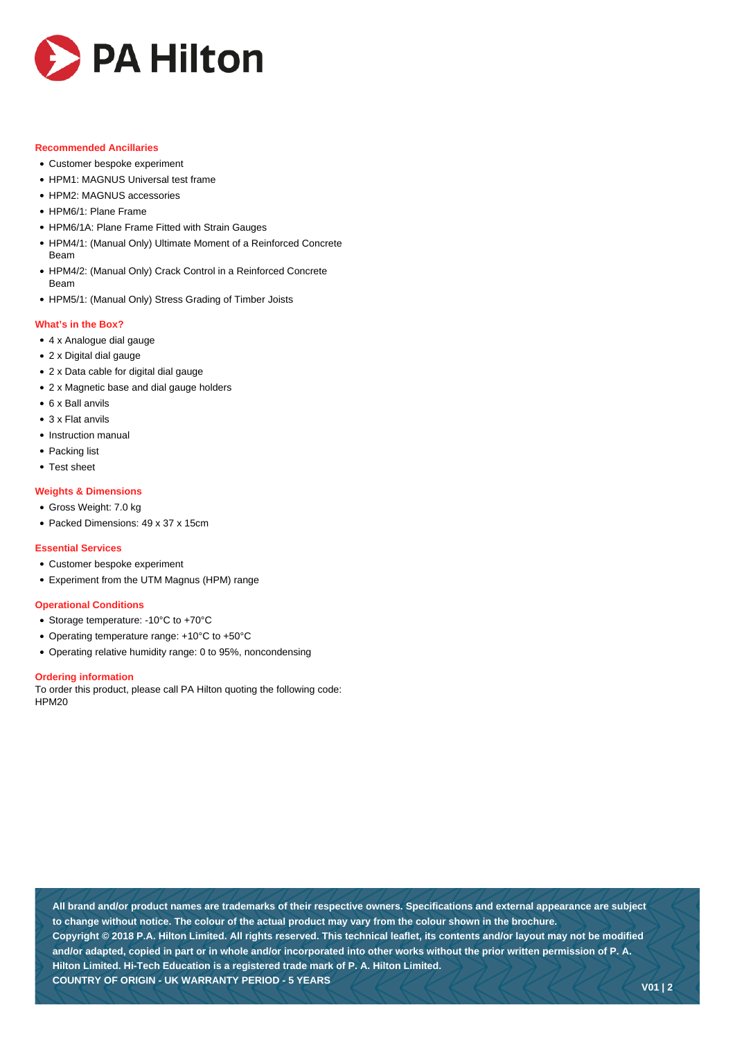## Recommended Ancillaries

- Customer bespoke experiment
- HPM1: MAGNUS Universal test frame
- HPM2: MAGNUS accessories
- HPM6/1: Plane Frame
- HPM6/1A: Plane Frame Fitted with Strain Gauges
- HPM4/1: (Manual Only) Ultimate Moment of a Reinforced Concrete Beam
- HPM4/2: (Manual Only) Crack Control in a Reinforced Concrete Beam
- HPM5/1: (Manual Only) Stress Grading of Timber Joists

## What's in the Box?

- 4 x Analogue dial gauge
- 2 x Digital dial gauge
- 2 x Data cable for digital dial gauge
- 2 x Magnetic base and dial gauge holders
- 6 x Ball anvils
- 3 x Flat anvils
- Instruction manual
- Packing list
- Test sheet

## Weights & Dimensions

- Gross Weight: 7.0 kg
- Packed Dimensions: 49 x 37 x 15cm

## Essential Services

- Customer bespoke experiment
- Experiment from the UTM Magnus (HPM) range

## Operational Conditions

- Storage temperature: -10°C to +70°C
- Operating temperature range: +10°C to +50°C
- Operating relative humidity range: 0 to 95%, noncondensing

## Ordering information

To order this product, please call PA Hilton quoting the following code:
HPM20

**All brand and/or product names are trademarks of their respective owners. Specifications and external appearance are subject to change without notice. The colour of the actual product may vary from the colour shown in the brochure.**
**Copyright © 2018 P.A. Hilton Limited. All rights reserved. This technical leaflet, its contents and/or layout may not be modified and/or adapted, copied in part or in whole and/or incorporated into other works without the prior written permission of P. A. Hilton Limited. Hi-Tech Education is a registered trade mark of P. A. Hilton Limited.**
**COUNTRY OF ORIGIN - UK WARRANTY PERIOD - 5 YEARS**